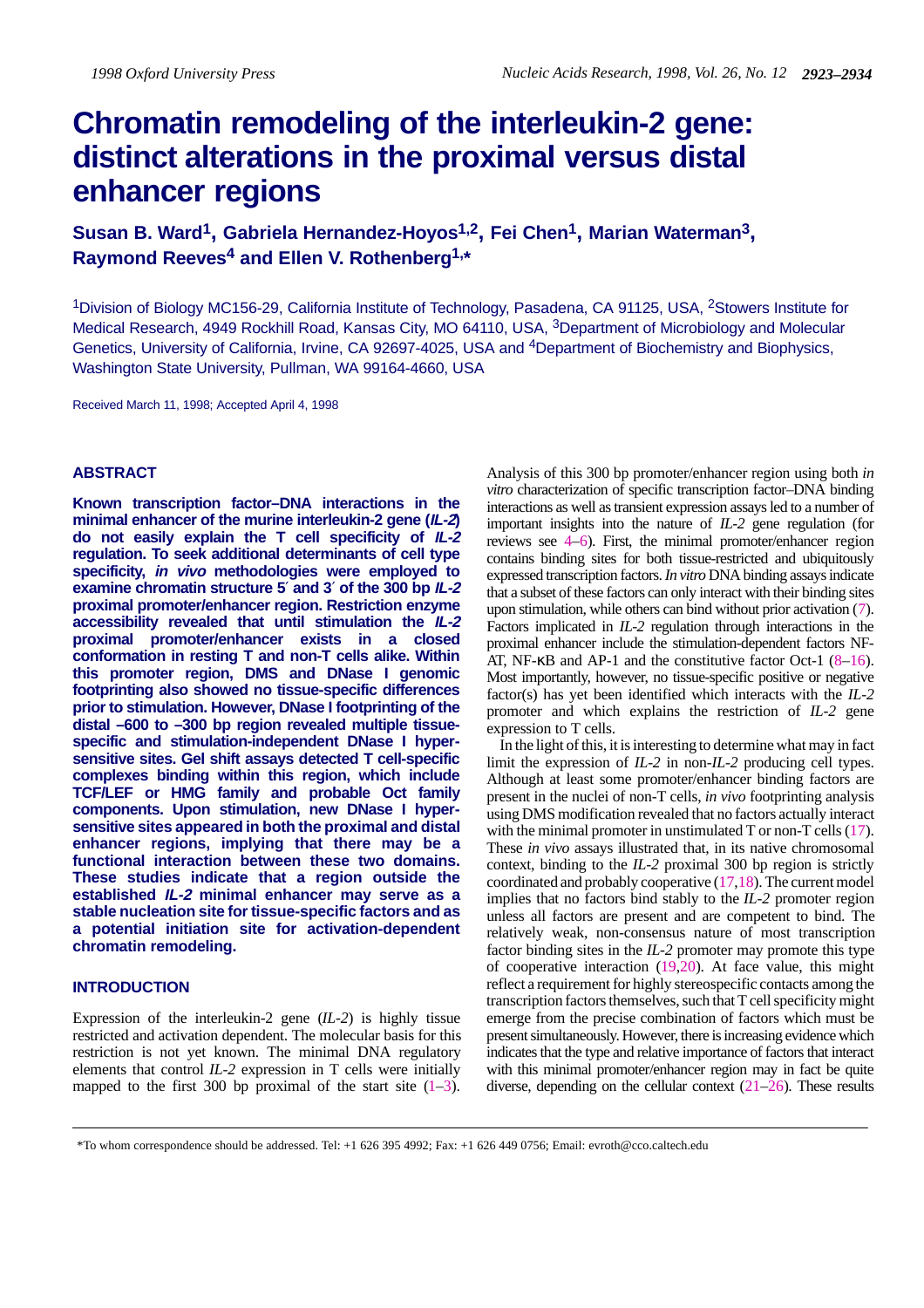# Chromatin remodeling of the interleukin-2 gene: distinct alterations in the proximal versus distal enhancer regions

**Susan B. Ward[1], Gabriela Hernandez-Hoyos[1,2], Fei Chen[1], Marian Waterman[3], Raymond Reeves[4] and Ellen V. Rothenberg[1,*]**

[1]Division of Biology MC156-29, California Institute of Technology, Pasadena, CA 91125, USA, [2]Stowers Institute for Medical Research, 4949 Rockhill Road, Kansas City, MO 64110, USA, [3]Department of Microbiology and Molecular Genetics, University of California, Irvine, CA 92697-4025, USA and [4]Department of Biochemistry and Biophysics, Washington State University, Pullman, WA 99164-4660, USA

Received March 11, 1998; Accepted April 4, 1998

## ABSTRACT

**Known transcription factor–DNA interactions in the minimal enhancer of the murine interleukin-2 gene (*IL-2*) do not easily explain the T cell specificity of *IL-2* regulation. To seek additional determinants of cell type specificity, *in vivo* methodologies were employed to examine chromatin structure 5′ and 3′ of the 300 bp *IL-2* proximal promoter/enhancer region. Restriction enzyme accessibility revealed that until stimulation the *IL-2* proximal promoter/enhancer exists in a closed conformation in resting T and non-T cells alike. Within this promoter region, DMS and DNase I genomic footprinting also showed no tissue-specific differences prior to stimulation. However, DNase I footprinting of the distal –600 to –300 bp region revealed multiple tissue-specific and stimulation-independent DNase I hypersensitive sites. Gel shift assays detected T cell-specific complexes binding within this region, which include TCF/LEF or HMG family and probable Oct family components. Upon stimulation, new DNase I hypersensitive sites appeared in both the proximal and distal enhancer regions, implying that there may be a functional interaction between these two domains. These studies indicate that a region outside the established *IL-2* minimal enhancer may serve as a stable nucleation site for tissue-specific factors and as a potential initiation site for activation-dependent chromatin remodeling.**

## INTRODUCTION

Expression of the interleukin-2 gene (*IL-2*) is highly tissue restricted and activation dependent. The molecular basis for this restriction is not yet known. The minimal DNA regulatory elements that control *IL-2* expression in T cells were initially mapped to the first 300 bp proximal of the start site (1–3). Analysis of this 300 bp promoter/enhancer region using both *in vitro* characterization of specific transcription factor–DNA binding interactions as well as transient expression assays led to a number of important insights into the nature of *IL-2* gene regulation (for reviews see 4–6). First, the minimal promoter/enhancer region contains binding sites for both tissue-restricted and ubiquitously expressed transcription factors. *In vitro* DNA binding assays indicate that a subset of these factors can only interact with their binding sites upon stimulation, while others can bind without prior activation (7). Factors implicated in *IL-2* regulation through interactions in the proximal enhancer include the stimulation-dependent factors NF-AT, NF-κB and AP-1 and the constitutive factor Oct-1 (8–16). Most importantly, however, no tissue-specific positive or negative factor(s) has yet been identified which interacts with the *IL-2* promoter and which explains the restriction of *IL-2* gene expression to T cells.

In the light of this, it is interesting to determine what may in fact limit the expression of *IL-2* in non-*IL-2* producing cell types. Although at least some promoter/enhancer binding factors are present in the nuclei of non-T cells, *in vivo* footprinting analysis using DMS modification revealed that no factors actually interact with the minimal promoter in unstimulated T or non-T cells (17). These *in vivo* assays illustrated that, in its native chromosomal context, binding to the *IL-2* proximal 300 bp region is strictly coordinated and probably cooperative (17,18). The current model implies that no factors bind stably to the *IL-2* promoter region unless all factors are present and are competent to bind. The relatively weak, non-consensus nature of most transcription factor binding sites in the *IL-2* promoter may promote this type of cooperative interaction (19,20). At face value, this might reflect a requirement for highly stereospecific contacts among the transcription factors themselves, such that T cell specificity might emerge from the precise combination of factors which must be present simultaneously. However, there is increasing evidence which indicates that the type and relative importance of factors that interact with this minimal promoter/enhancer region may in fact be quite diverse, depending on the cellular context (21–26). These results

*To whom correspondence should be addressed. Tel: +1 626 395 4992; Fax: +1 626 449 0756; Email: evroth@cco.caltech.edu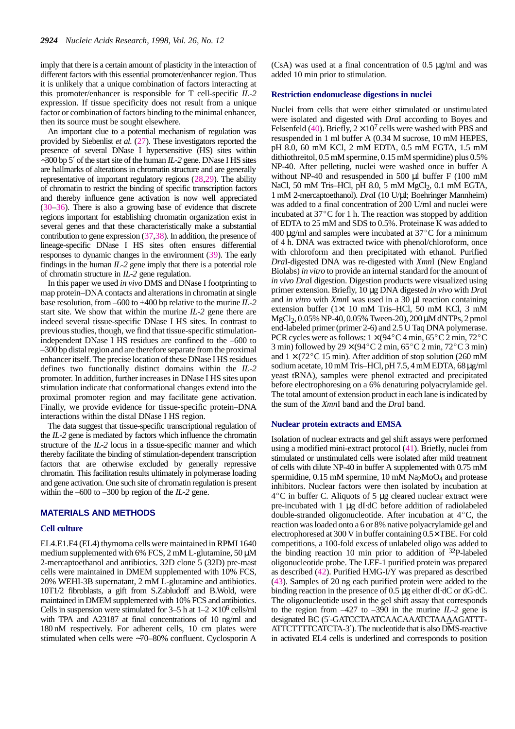imply that there is a certain amount of plasticity in the interaction of different factors with this essential promoter/enhancer region. Thus it is unlikely that a unique combination of factors interacting at this promoter/enhancer is responsible for T cell-specific *IL-2* expression. If tissue specificity does not result from a unique factor or combination of factors binding to the minimal enhancer, then its source must be sought elsewhere.

An important clue to a potential mechanism of regulation was provided by Siebenlist *et al.* (27). These investigators reported the presence of several DNase I hypersensitive (HS) sites within ~300 bp 5′ of the start site of the human *IL-2* gene. DNase I HS sites are hallmarks of alterations in chromatin structure and are generally representative of important regulatory regions (28,29). The ability of chromatin to restrict the binding of specific transcription factors and thereby influence gene activation is now well appreciated (30–36). There is also a growing base of evidence that discrete regions important for establishing chromatin organization exist in several genes and that these characteristically make a substantial contribution to gene expression (37,38). In addition, the presence of lineage-specific DNase I HS sites often ensures differential responses to dynamic changes in the environment (39). The early findings in the human *IL-2* gene imply that there is a potential role of chromatin structure in *IL-2* gene regulation.

In this paper we used *in vivo* DMS and DNase I footprinting to map protein–DNA contacts and alterations in chromatin at single base resolution, from –600 to +400 bp relative to the murine *IL-2* start site. We show that within the murine *IL-2* gene there are indeed several tissue-specific DNase I HS sites. In contrast to previous studies, though, we find that tissue-specific stimulation-independent DNase I HS residues are confined to the –600 to –300 bp distal region and are therefore separate from the proximal enhancer itself. The precise location of these DNase I HS residues defines two functionally distinct domains within the *IL-2* promoter. In addition, further increases in DNase I HS sites upon stimulation indicate that conformational changes extend into the proximal promoter region and may facilitate gene activation. Finally, we provide evidence for tissue-specific protein–DNA interactions within the distal DNase I HS region.

The data suggest that tissue-specific transcriptional regulation of the *IL-2* gene is mediated by factors which influence the chromatin structure of the *IL-2* locus in a tissue-specific manner and which thereby facilitate the binding of stimulation-dependent transcription factors that are otherwise excluded by generally repressive chromatin. This facilitation results ultimately in polymerase loading and gene activation. One such site of chromatin regulation is present within the –600 to –300 bp region of the *IL-2* gene.

## MATERIALS AND METHODS

### Cell culture

EL4.E1.F4 (EL4) thymoma cells were maintained in RPMI 1640 medium supplemented with 6% FCS, 2 mM L-glutamine, 50 μM 2-mercaptoethanol and antibiotics. 32D clone 5 (32D) pre-mast cells were maintained in DMEM supplemented with 10% FCS, 20% WEHI-3B supernatant, 2 mM L-glutamine and antibiotics. 10T1/2 fibroblasts, a gift from S.Zabludoff and B.Wold, were maintained in DMEM supplemented with 10% FCS and antibiotics. Cells in suspension were stimulated for 3–5 h at $1–2 \times 10^6$ cells/ml with TPA and A23187 at final concentrations of 10 ng/ml and 180 nM respectively. For adherent cells, 10 cm plates were stimulated when cells were ~70–80% confluent. Cyclosporin A (CsA) was used at a final concentration of 0.5 μg/ml and was added 10 min prior to stimulation.

### Restriction endonuclease digestions in nuclei

Nuclei from cells that were either stimulated or unstimulated were isolated and digested with *Dra*I according to Boyes and Felsenfeld (40). Briefly, $2 \times 10^7$ cells were washed with PBS and resuspended in 1 ml buffer A (0.34 M sucrose, 10 mM HEPES, pH 8.0, 60 mM KCl, 2 mM EDTA, 0.5 mM EGTA, 1.5 mM dithiothreitol, 0.5 mM spermine, 0.15 mM spermidine) plus 0.5% NP-40. After pelleting, nuclei were washed once in buffer A without NP-40 and resuspended in 500 μl buffer F (100 mM NaCl, 50 mM Tris–HCl, pH 8.0, 5 mM $MgCl_2$, 0.1 mM EGTA, 1 mM 2-mercaptoethanol). *Dra*I (10 U/μl; Boehringer Mannheim) was added to a final concentration of 200 U/ml and nuclei were incubated at 37°C for 1 h. The reaction was stopped by addition of EDTA to 25 mM and SDS to 0.5%. Proteinase K was added to 400 μg/ml and samples were incubated at 37°C for a minimum of 4 h. DNA was extracted twice with phenol/chloroform, once with chloroform and then precipitated with ethanol. Purified *Dra*I-digested DNA was re-digested with *Xmn*I (New England Biolabs) *in vitro* to provide an internal standard for the amount of *in vivo Dra*I digestion. Digestion products were visualized using primer extension. Briefly, 10 μg DNA digested *in vivo* with *Dra*I and *in vitro* with *Xmn*I was used in a 30 μl reaction containing extension buffer (1× 10 mM Tris–HCl, 50 mM KCl, 3 mM $MgCl_2$, 0.05% NP-40, 0.05% Tween-20), 200 μM dNTPs, 2 pmol end-labeled primer (primer 2-6) and 2.5 U Taq DNA polymerase. PCR cycles were as follows: 1 × (94°C 4 min, 65°C 2 min, 72°C 3 min) followed by 29 × (94°C 2 min, 65°C 2 min, 72°C 3 min) and 1 × (72°C 15 min). After addition of stop solution (260 mM sodium acetate, 10 mM Tris–HCl, pH 7.5, 4 mM EDTA, 68 μg/ml yeast tRNA), samples were phenol extracted and precipitated before electrophoresing on a 6% denaturing polyacrylamide gel. The total amount of extension product in each lane is indicated by the sum of the *Xmn*I band and the *Dra*I band.

### Nuclear protein extracts and EMSA

Isolation of nuclear extracts and gel shift assays were performed using a modified mini-extract protocol (41). Briefly, nuclei from stimulated or unstimulated cells were isolated after mild treatment of cells with dilute NP-40 in buffer A supplemented with 0.75 mM spermidine, 0.15 mM spermine, 10 mM $Na_2MoO_4$ and protease inhibitors. Nuclear factors were then isolated by incubation at 4°C in buffer C. Aliquots of 5 μg cleared nuclear extract were pre-incubated with 1 μg dI·dC before addition of radiolabeled double-stranded oligonucleotide. After incubation at 4°C, the reaction was loaded onto a 6 or 8% native polyacrylamide gel and electrophoresed at 300 V in buffer containing 0.5× TBE. For cold competitions, a 100-fold excess of unlabeled oligo was added to the binding reaction 10 min prior to addition of $^{32}P$-labeled oligonucleotide probe. The LEF-1 purified protein was prepared as described (42). Purified HMG-I/Y was prepared as described (43). Samples of 20 ng each purified protein were added to the binding reaction in the presence of 0.5 μg either dI·dC or dG·dC. The oligonucleotide used in the gel shift assay that corresponds to the region from –427 to –390 in the murine *IL-2* gene is designated BC (5′-GATCCTAATCAACAAATCTAA<u>A</u>AGATTT-ATTCTTTTCATCTA-3′). The nucleotide that is also DMS-reactive in activated EL4 cells is underlined and corresponds to position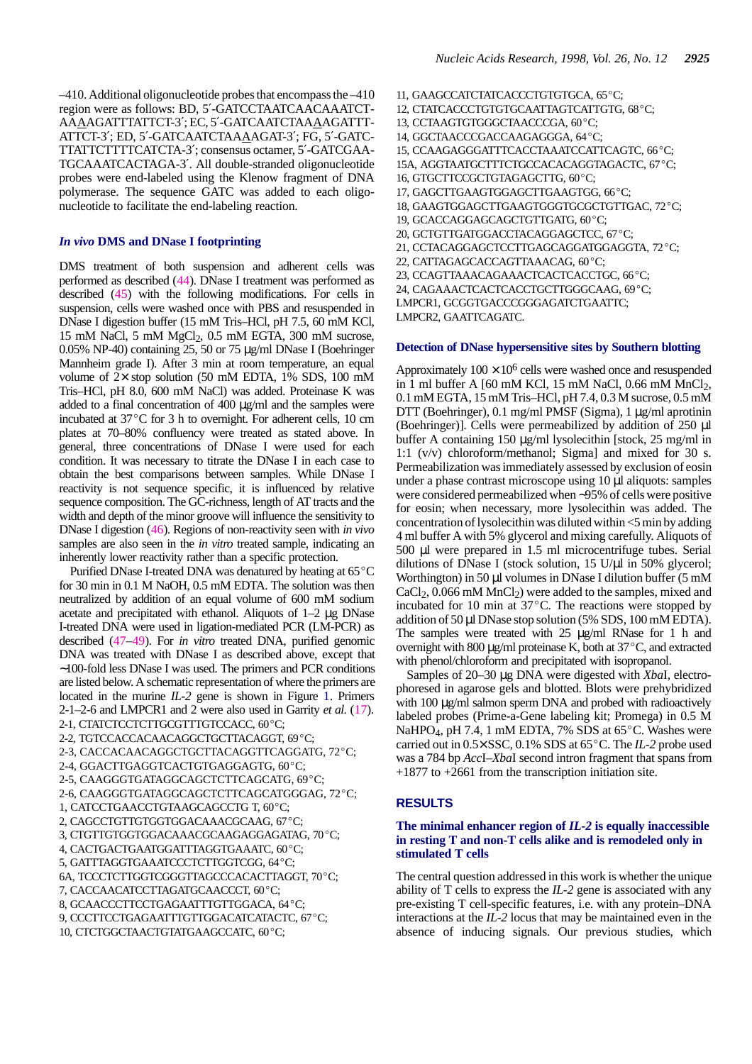–410. Additional oligonucleotide probes that encompass the –410 region were as follows: BD, 5′-GATCCTAATCAACAAATCT-AAAAGATTTATTCT-3′; EC, 5′-GATCAATCTAAAAGATTT-ATTCT-3′; ED, 5′-GATCAATCTAAAAGAT-3′; FG, 5′-GATC-TTATTCTTTTCATCTA-3′; consensus octamer, 5′-GATCGAA-TGCAAATCACTAGA-3′. All double-stranded oligonucleotide probes were end-labeled using the Klenow fragment of DNA polymerase. The sequence GATC was added to each oligonucleotide to facilitate the end-labeling reaction.

### *In vivo* DMS and DNase I footprinting

DMS treatment of both suspension and adherent cells was performed as described (44). DNase I treatment was performed as described (45) with the following modifications. For cells in suspension, cells were washed once with PBS and resuspended in DNase I digestion buffer (15 mM Tris–HCl, pH 7.5, 60 mM KCl, 15 mM NaCl, 5 mM $MgCl_2$, 0.5 mM EGTA, 300 mM sucrose, 0.05% NP-40) containing 25, 50 or 75 µg/ml DNase I (Boehringer Mannheim grade I). After 3 min at room temperature, an equal volume of 2× stop solution (50 mM EDTA, 1% SDS, 100 mM Tris–HCl, pH 8.0, 600 mM NaCl) was added. Proteinase K was added to a final concentration of 400 µg/ml and the samples were incubated at 37°C for 3 h to overnight. For adherent cells, 10 cm plates at 70–80% confluency were treated as stated above. In general, three concentrations of DNase I were used for each condition. It was necessary to titrate the DNase I in each case to obtain the best comparisons between samples. While DNase I reactivity is not sequence specific, it is influenced by relative sequence composition. The GC-richness, length of AT tracts and the width and depth of the minor groove will influence the sensitivity to DNase I digestion (46). Regions of non-reactivity seen with *in vivo* samples are also seen in the *in vitro* treated sample, indicating an inherently lower reactivity rather than a specific protection.

Purified DNase I-treated DNA was denatured by heating at 65°C for 30 min in 0.1 M NaOH, 0.5 mM EDTA. The solution was then neutralized by addition of an equal volume of 600 mM sodium acetate and precipitated with ethanol. Aliquots of 1–2 µg DNase I-treated DNA were used in ligation-mediated PCR (LM-PCR) as described (47–49). For *in vitro* treated DNA, purified genomic DNA was treated with DNase I as described above, except that ~100-fold less DNase I was used. The primers and PCR conditions are listed below. A schematic representation of where the primers are located in the murine *IL-2* gene is shown in Figure 1. Primers 2-1–2-6 and LMPCR1 and 2 were also used in Garrity *et al.* (17).

2-1, CTATCTCCTCTTGCGTTTGTCCACC, 60°C;
2-2, TGTCCACCACAACAGGCTGCTTACAGGT, 69°C;
2-3, CACCACAACAGGCTGCTTACAGGTTCAGGATG, 72°C;
2-4, GGACTTGAGGTCACTGTGAGGAGTG, 60°C;
2-5, CAAGGGTGATAGGCAGCTCTTCAGCATG, 69°C;
2-6, CAAGGGTGATAGGCAGCTCTTCAGCATGGGAG, 72°C;
1, CATCCTGAACCTGTAAGCAGCCTG T, 60°C;
2, CAGCCTGTTGTGTGGACAAACGCAAG, 67°C;
3, CTGTTGTGGTGGACAAACGCAAGAGGAGATAG, 70°C;
4, CACTGACTGAATGGATTTAGGTGAAATC, 60°C;
5, GATTTAGGTGAAATCCCTCTTGGTCGG, 64°C;
6A, TCCCTCTTGGTCGGGTTAGCCCACACTTAGGT, 70°C;
7, CACCAACATCCTTAGATGCAACCCT, 60°C;
8, GCAACCCTTCCTGAGAATTTGTTGGACA, 64°C;
9, CCCTTCCTGAGAATTTGTTGGACATCATACTC, 67°C;
10, CTCTGGCTAACTGTATGAAGCCATC, 60°C;
11, GAAGCCATCTATCACCCTGTGTGCA, 65°C;
12, CTATCACCCTGTGTGCAATTAGTCATTGTG, 68°C;
13, CCTAAGTGTGGGCTAACCCGA, 60°C;
14, GGCTAACCCGACCAAGAGGGA, 64°C;
15, CCAAGAGGGATTTCACCTAAATCCATTCAGTC, 66°C;
15A, AGGTAATGCTTTCTGCCACACAGGTAGACTC, 67°C;
16, GTGCTTCCGCTGTAGAGCTTG, 60°C;
17, GAGCTTGAAGTGGAGCTTGAAGTGG, 66°C;
18, GAAGTGGAGCTTGAAGTGGGTGCGCTGTTGAC, 72°C;
19, GCACCAGGAGCAGCTGTTGATG, 60°C;
20, GCTGTTGATGGACCTACAGGAGCTCC, 67°C;
21, CCTACAGGAGCTCCTTGAGCAGGATGGAGGTA, 72°C;
22, CATTAGAGCACCAGTTAAACAG, 60°C;
23, CCAGTTAAACAGAAACTCACTCACCTGC, 66°C;
24, CAGAAACTCACTCACCTGCTTGGGCAAG, 69°C;
LMPCR1, GCGGTGACCCGGGAGATCTGAATTC;
LMPCR2, GAATTCAGATC.

### Detection of DNase hypersensitive sites by Southern blotting

Approximately $100 \times 10^6$ cells were washed once and resuspended in 1 ml buffer A [60 mM KCl, 15 mM NaCl, 0.66 mM $MnCl_2$, 0.1 mM EGTA, 15 mM Tris–HCl, pH 7.4, 0.3 M sucrose, 0.5 mM DTT (Boehringer), 0.1 mg/ml PMSF (Sigma), 1 µg/ml aprotinin (Boehringer)]. Cells were permeabilized by addition of 250 µl buffer A containing 150 µg/ml lysolecithin [stock, 25 mg/ml in 1:1 (v/v) chloroform/methanol; Sigma] and mixed for 30 s. Permeabilization was immediately assessed by exclusion of eosin under a phase contrast microscope using 10 µl aliquots: samples were considered permeabilized when ~95% of cells were positive for eosin; when necessary, more lysolecithin was added. The concentration of lysolecithin was diluted within <5 min by adding 4 ml buffer A with 5% glycerol and mixing carefully. Aliquots of 500 µl were prepared in 1.5 ml microcentrifuge tubes. Serial dilutions of DNase I (stock solution, 15 U/µl in 50% glycerol; Worthington) in 50 µl volumes in DNase I dilution buffer (5 mM $CaCl_2$, 0.066 mM $MnCl_2$) were added to the samples, mixed and incubated for 10 min at 37°C. The reactions were stopped by addition of 50 µl DNase stop solution (5% SDS, 100 mM EDTA). The samples were treated with 25 µg/ml RNase for 1 h and overnight with 800 µg/ml proteinase K, both at 37°C, and extracted with phenol/chloroform and precipitated with isopropanol.

Samples of 20–30 µg DNA were digested with *Xba*I, electrophoresed in agarose gels and blotted. Blots were prehybridized with 100 µg/ml salmon sperm DNA and probed with radioactively labeled probes (Prime-a-Gene labeling kit; Promega) in 0.5 M $NaHPO_4$, pH 7.4, 1 mM EDTA, 7% SDS at 65°C. Washes were carried out in 0.5×SSC, 0.1% SDS at 65°C. The *IL-2* probe used was a 784 bp *Acc*I–*Xba*I second intron fragment that spans from +1877 to +2661 from the transcription initiation site.

## RESULTS

### The minimal enhancer region of *IL-2* is equally inaccessible in resting T and non-T cells alike and is remodeled only in stimulated T cells

The central question addressed in this work is whether the unique ability of T cells to express the *IL-2* gene is associated with any pre-existing T cell-specific features, i.e. with any protein–DNA interactions at the *IL-2* locus that may be maintained even in the absence of inducing signals. Our previous studies, which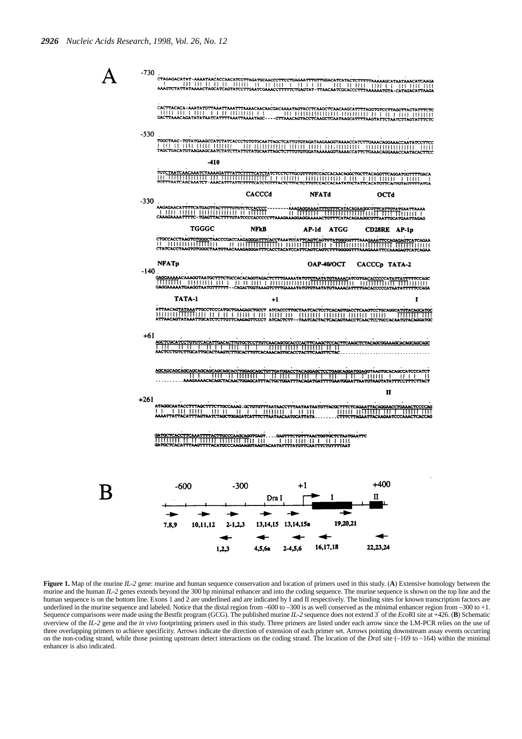**Figure 1.** Map of the murine *IL-2* gene: murine and human sequence conservation and location of primers used in this study. (**A**) Extensive homology between the murine and the human *IL-2* genes extends beyond the 300 bp minimal enhancer and into the coding sequence. The murine sequence is shown on the top line and the human sequence is on the bottom line. Exons 1 and 2 are underlined and are indicated by I and II respectively. The binding sites for known transcription factors are underlined in the murine sequence and labeled. Notice that the distal region from –600 to –300 is as well conserved as the minimal enhancer region from –300 to +1. Sequence comparisons were made using the Bestfit program (GCG). The published murine *IL-2* sequence does not extend 3′ of the *Eco*RI site at +426. (**B**) Schematic overview of the *IL-2* gene and the *in vivo* footprinting primers used in this study. Three primers are listed under each arrow since the LM-PCR relies on the use of three overlapping primers to achieve specificity. Arrows indicate the direction of extension of each primer set. Arrows pointing downstream assay events occurring on the non-coding strand, while those pointing upstream detect interactions on the coding strand. The location of the *Dra*I site (–169 to –164) within the minimal enhancer is also indicated.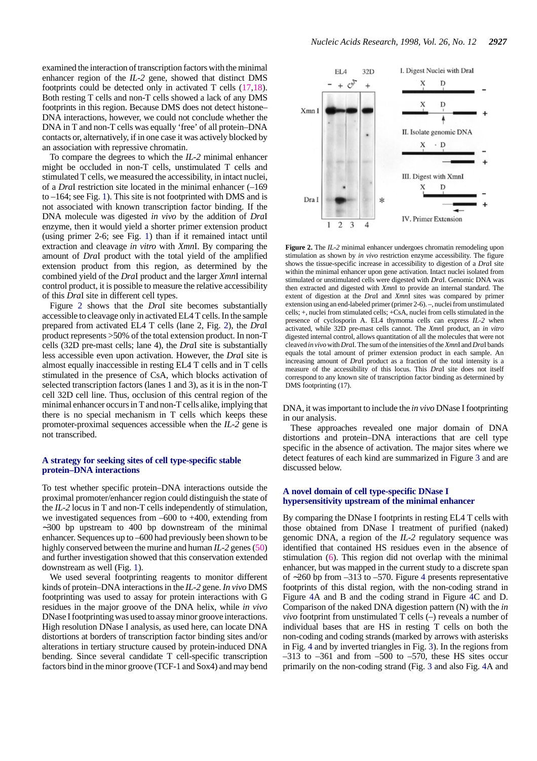examined the interaction of transcription factors with the minimal enhancer region of the *IL-2* gene, showed that distinct DMS footprints could be detected only in activated T cells (17,18). Both resting T cells and non-T cells showed a lack of any DMS footprints in this region. Because DMS does not detect histone–DNA interactions, however, we could not conclude whether the DNA in T and non-T cells was equally 'free' of all protein–DNA contacts or, alternatively, if in one case it was actively blocked by an association with repressive chromatin.

To compare the degrees to which the *IL-2* minimal enhancer might be occluded in non-T cells, unstimulated T cells and stimulated T cells, we measured the accessibility, in intact nuclei, of a *Dra*I restriction site located in the minimal enhancer (–169 to –164; see Fig. 1). This site is not footprinted with DMS and is not associated with known transcription factor binding. If the DNA molecule was digested *in vivo* by the addition of *Dra*I enzyme, then it would yield a shorter primer extension product (using primer 2-6; see Fig. 1) than if it remained intact until extraction and cleavage *in vitro* with *Xmn*I. By comparing the amount of *Dra*I product with the total yield of the amplified extension product from this region, as determined by the combined yield of the *Dra*I product and the larger *Xmn*I internal control product, it is possible to measure the relative accessibility of this *Dra*I site in different cell types.

Figure 2 shows that the *Dra*I site becomes substantially accessible to cleavage only in activated EL4 T cells. In the sample prepared from activated EL4 T cells (lane 2, Fig. 2), the *Dra*I product represents >50% of the total extension product. In non-T cells (32D pre-mast cells; lane 4), the *Dra*I site is substantially less accessible even upon activation. However, the *Dra*I site is almost equally inaccessible in resting EL4 T cells and in T cells stimulated in the presence of CsA, which blocks activation of selected transcription factors (lanes 1 and 3), as it is in the non-T cell 32D cell line. Thus, occlusion of this central region of the minimal enhancer occurs in T and non-T cells alike, implying that there is no special mechanism in T cells which keeps these promoter-proximal sequences accessible when the *IL-2* gene is not transcribed.

**Figure 2.** The *IL-2* minimal enhancer undergoes chromatin remodeling upon stimulation as shown by *in vivo* restriction enzyme accessibility. The figure shows the tissue-specific increase in accessibility to digestion of a *Dra*I site within the minimal enhancer upon gene activation. Intact nuclei isolated from stimulated or unstimulated cells were digested with *Dra*I. Genomic DNA was then extracted and digested with *Xmn*I to provide an internal standard. The extent of digestion at the *Dra*I and *Xmn*I sites was compared by primer extension using an end-labeled primer (primer 2-6). –, nuclei from unstimulated cells; +, nuclei from stimulated cells; +CsA, nuclei from cells stimulated in the presence of cyclosporin A. EL4 thymoma cells can express *IL-2* when activated, while 32D pre-mast cells cannot. The *Xmn*I product, an *in vitro* digested internal control, allows quantitation of all the molecules that were not cleaved *in vivo* with *Dra*I. The sum of the intensities of the *Xmn*I and *Dra*I bands equals the total amount of primer extension product in each sample. An increasing amount of *Dra*I product as a fraction of the total intensity is a measure of the accessibility of this locus. This *Dra*I site does not itself correspond to any known site of transcription factor binding as determined by DMS footprinting (17).

## A strategy for seeking sites of cell type-specific stable protein–DNA interactions

To test whether specific protein–DNA interactions outside the proximal promoter/enhancer region could distinguish the state of the *IL-2* locus in T and non-T cells independently of stimulation, we investigated sequences from –600 to +400, extending from ~300 bp upstream to 400 bp downstream of the minimal enhancer. Sequences up to –600 had previously been shown to be highly conserved between the murine and human *IL-2* genes (50) and further investigation showed that this conservation extended downstream as well (Fig. 1).

We used several footprinting reagents to monitor different kinds of protein–DNA interactions in the *IL-2* gene. *In vivo* DMS footprinting was used to assay for protein interactions with G residues in the major groove of the DNA helix, while *in vivo* DNase I footprinting was used to assay minor groove interactions. High resolution DNase I analysis, as used here, can locate DNA distortions at borders of transcription factor binding sites and/or alterations in tertiary structure caused by protein-induced DNA bending. Since several candidate T cell-specific transcription factors bind in the minor groove (TCF-1 and Sox4) and may bend DNA, it was important to include the *in vivo* DNase I footprinting in our analysis.

These approaches revealed one major domain of DNA distortions and protein–DNA interactions that are cell type specific in the absence of activation. The major sites where we detect features of each kind are summarized in Figure 3 and are discussed below.

## A novel domain of cell type-specific DNase I hypersensitivity upstream of the minimal enhancer

By comparing the DNase I footprints in resting EL4 T cells with those obtained from DNase I treatment of purified (naked) genomic DNA, a region of the *IL-2* regulatory sequence was identified that contained HS residues even in the absence of stimulation (6). This region did not overlap with the minimal enhancer, but was mapped in the current study to a discrete span of ~260 bp from –313 to –570. Figure 4 presents representative footprints of this distal region, with the non-coding strand in Figure 4A and B and the coding strand in Figure 4C and D. Comparison of the naked DNA digestion pattern (N) with the *in vivo* footprint from unstimulated T cells (–) reveals a number of individual bases that are HS in resting T cells on both the non-coding and coding strands (marked by arrows with asterisks in Fig. 4 and by inverted triangles in Fig. 3). In the regions from –313 to –361 and from –500 to –570, these HS sites occur primarily on the non-coding strand (Fig. 3 and also Fig. 4A and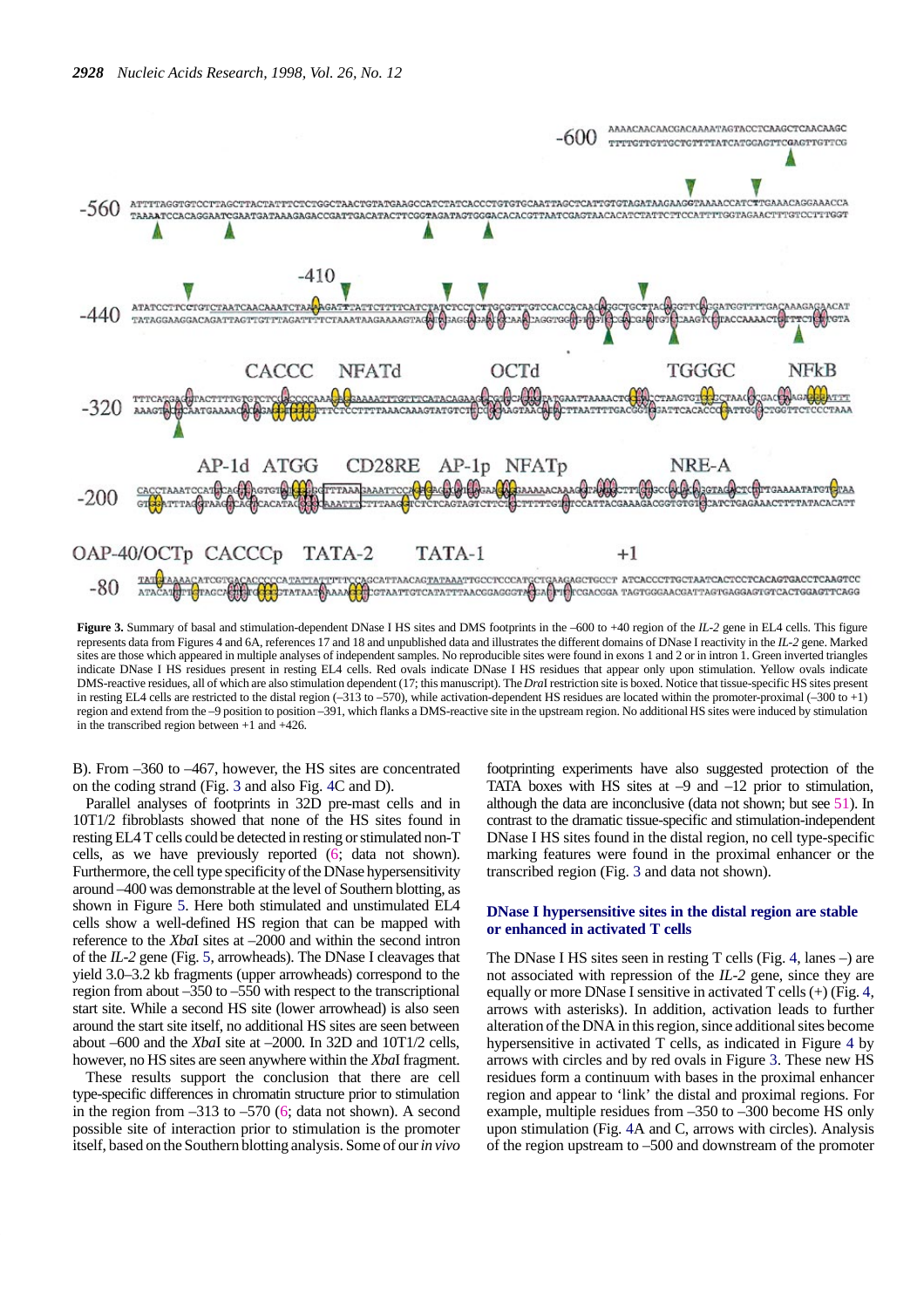**Figure 3.** Summary of basal and stimulation-dependent DNase I HS sites and DMS footprints in the –600 to +40 region of the *IL-2* gene in EL4 cells. This figure represents data from Figures 4 and 6A, references 17 and 18 and unpublished data and illustrates the different domains of DNase I reactivity in the *IL-2* gene. Marked sites are those which appeared in multiple analyses of independent samples. No reproducible sites were found in exons 1 and 2 or in intron 1. Green inverted triangles indicate DNase I HS residues present in resting EL4 cells. Red ovals indicate DNase I HS residues that appear only upon stimulation. Yellow ovals indicate DMS-reactive residues, all of which are also stimulation dependent (17; this manuscript). The *Dra*I restriction site is boxed. Notice that tissue-specific HS sites present in resting EL4 cells are restricted to the distal region (–313 to –570), while activation-dependent HS residues are located within the promoter-proximal (–300 to +1) region and extend from the –9 position to position –391, which flanks a DMS-reactive site in the upstream region. No additional HS sites were induced by stimulation in the transcribed region between +1 and +426.

B). From –360 to –467, however, the HS sites are concentrated on the coding strand (Fig. 3 and also Fig. 4C and D).

Parallel analyses of footprints in 32D pre-mast cells and in 10T1/2 fibroblasts showed that none of the HS sites found in resting EL4 T cells could be detected in resting or stimulated non-T cells, as we have previously reported (6; data not shown). Furthermore, the cell type specificity of the DNase hypersensitivity around –400 was demonstrable at the level of Southern blotting, as shown in Figure 5. Here both stimulated and unstimulated EL4 cells show a well-defined HS region that can be mapped with reference to the *Xba*I sites at –2000 and within the second intron of the *IL-2* gene (Fig. 5, arrowheads). The DNase I cleavages that yield 3.0–3.2 kb fragments (upper arrowheads) correspond to the region from about –350 to –550 with respect to the transcriptional start site. While a second HS site (lower arrowhead) is also seen around the start site itself, no additional HS sites are seen between about –600 and the *Xba*I site at –2000. In 32D and 10T1/2 cells, however, no HS sites are seen anywhere within the *Xba*I fragment.

These results support the conclusion that there are cell type-specific differences in chromatin structure prior to stimulation in the region from –313 to –570 (6; data not shown). A second possible site of interaction prior to stimulation is the promoter itself, based on the Southern blotting analyses. Some of our *in vivo* footprinting experiments have also suggested protection of the TATA boxes with HS sites at –9 and –12 prior to stimulation, although the data are inconclusive (data not shown; but see 51). In contrast to the dramatic tissue-specific and stimulation-independent DNase I HS sites found in the distal region, no cell type-specific marking features were found in the proximal enhancer or the transcribed region (Fig. 3 and data not shown).

## DNase I hypersensitive sites in the distal region are stable or enhanced in activated T cells

The DNase I HS sites seen in resting T cells (Fig. 4, lanes –) are not associated with repression of the *IL-2* gene, since they are equally or more DNase I sensitive in activated T cells (+) (Fig. 4, arrows with asterisks). In addition, activation leads to further alteration of the DNA in this region, since additional sites become hypersensitive in activated T cells, as indicated in Figure 4 by arrows with circles and by red ovals in Figure 3. These new HS residues form a continuum with bases in the proximal enhancer region and appear to 'link' the distal and proximal regions. For example, multiple residues from –350 to –300 become HS only upon stimulation (Fig. 4A and C, arrows with circles). Analysis of the region upstream to –500 and downstream of the promoter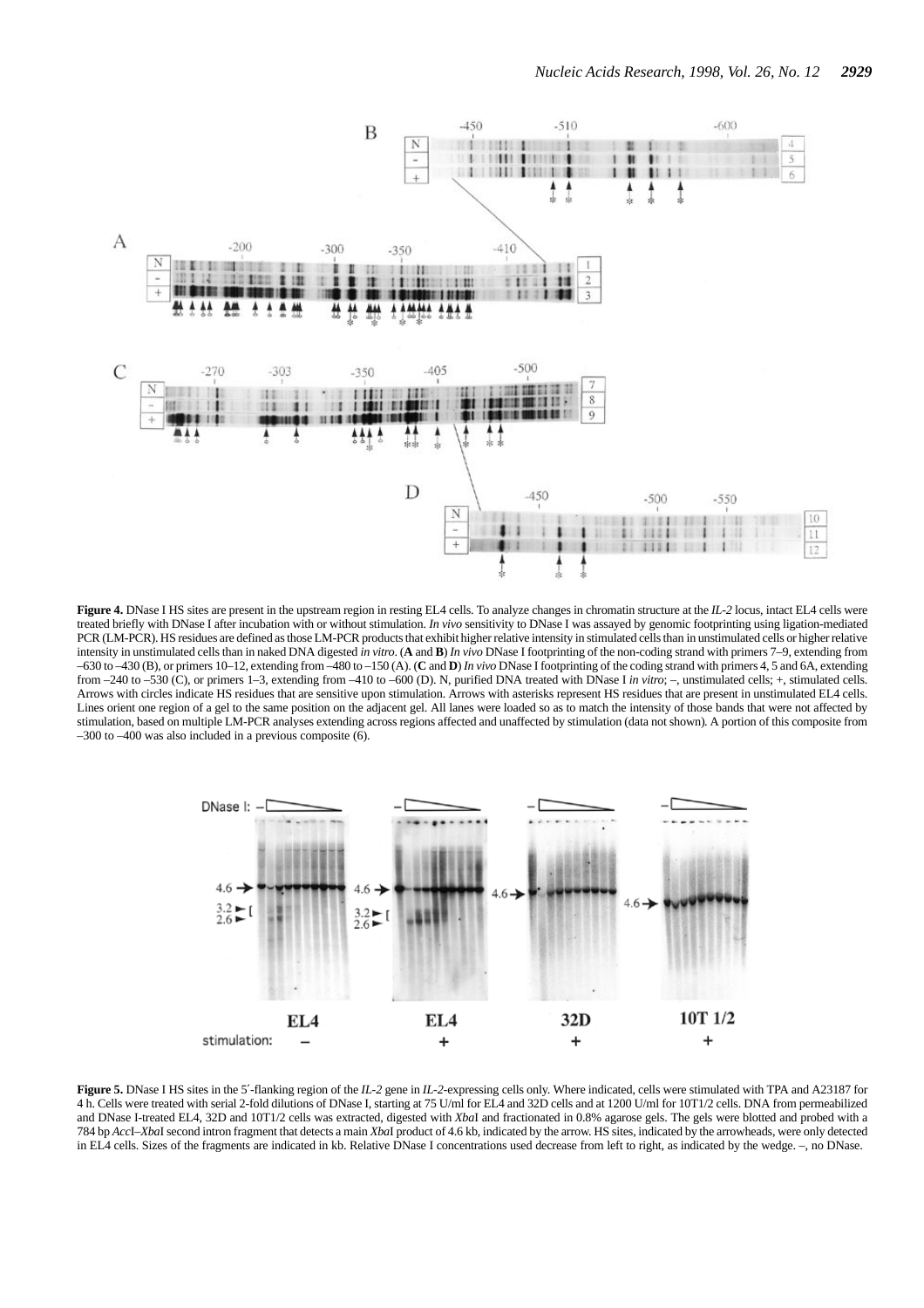**Figure 4.** DNase I HS sites are present in the upstream region in resting EL4 cells. To analyze changes in chromatin structure at the *IL-2* locus, intact EL4 cells were treated briefly with DNase I after incubation with or without stimulation. *In vivo* sensitivity to DNase I was assayed by genomic footprinting using ligation-mediated PCR (LM-PCR). HS residues are defined as those LM-PCR products that exhibit higher relative intensity in stimulated cells than in unstimulated cells or higher relative intensity in unstimulated cells than in naked DNA digested *in vitro*. (**A** and **B**) *In vivo* DNase I footprinting of the non-coding strand with primers 7–9, extending from –630 to –430 (B), or primers 10–12, extending from –480 to –150 (A). (**C** and **D**) *In vivo* DNase I footprinting of the coding strand with primers 4, 5 and 6A, extending from –240 to –530 (C), or primers 1–3, extending from –410 to –600 (D). N, purified DNA treated with DNase I *in vitro*; –, unstimulated cells; +, stimulated cells. Arrows with circles indicate HS residues that are sensitive upon stimulation. Arrows with asterisks represent HS residues that are present in unstimulated EL4 cells. Lines orient one region of a gel to the same position on the adjacent gel. All lanes were loaded so as to match the intensity of those bands that were not affected by stimulation, based on multiple LM-PCR analyses extending across regions affected and unaffected by stimulation (data not shown). A portion of this composite from –300 to –400 was also included in a previous composite (6).

**Figure 5.** DNase I HS sites in the 5′-flanking region of the *IL-2* gene in *IL-2*-expressing cells only. Where indicated, cells were stimulated with TPA and A23187 for 4 h. Cells were treated with serial 2-fold dilutions of DNase I, starting at 75 U/ml for EL4 and 32D cells and at 1200 U/ml for 10T1/2 cells. DNA from permeabilized and DNase I-treated EL4, 32D and 10T1/2 cells was extracted, digested with *Xba*I and fractionated in 0.8% agarose gels. The gels were blotted and probed with a 784 bp *Acc*I–*Xba*I second intron fragment that detects a main *Xba*I product of 4.6 kb, indicated by the arrow. HS sites, indicated by the arrowheads, were only detected in EL4 cells. Sizes of the fragments are indicated in kb. Relative DNase I concentrations used decrease from left to right, as indicated by the wedge. –, no DNase.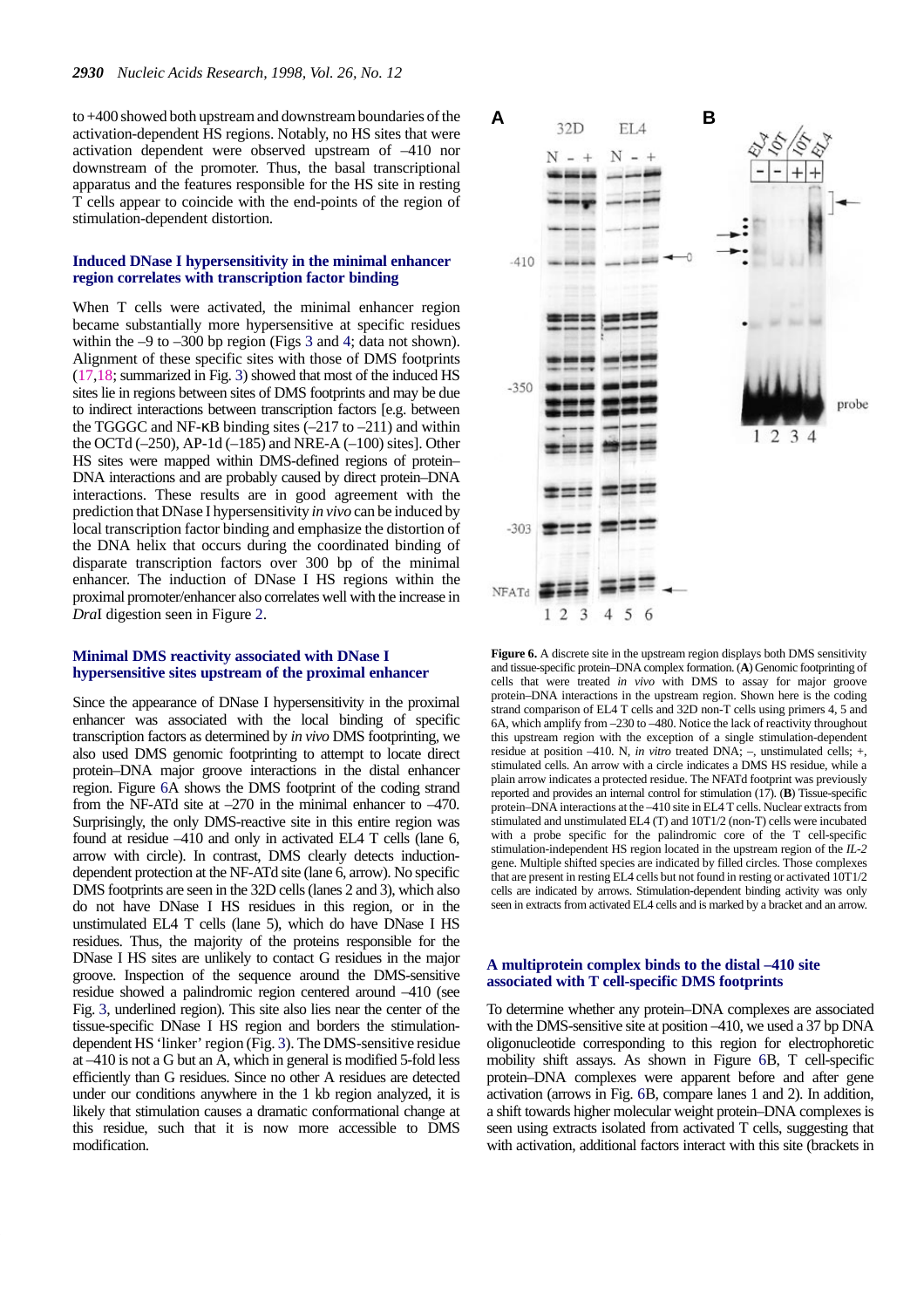to +400 showed both upstream and downstream boundaries of the activation-dependent HS regions. Notably, no HS sites that were activation dependent were observed upstream of –410 nor downstream of the promoter. Thus, the basal transcriptional apparatus and the features responsible for the HS site in resting T cells appear to coincide with the end-points of the region of stimulation-dependent distortion.

## Induced DNase I hypersensitivity in the minimal enhancer region correlates with transcription factor binding

When T cells were activated, the minimal enhancer region became substantially more hypersensitive at specific residues within the –9 to –300 bp region (Figs 3 and 4; data not shown). Alignment of these specific sites with those of DMS footprints (17,18; summarized in Fig. 3) showed that most of the induced HS sites lie in regions between sites of DMS footprints and may be due to indirect interactions between transcription factors [e.g. between the TGGGC and NF-κB binding sites (–217 to –211) and within the OCTd (–250), AP-1d (–185) and NRE-A (–100) sites]. Other HS sites were mapped within DMS-defined regions of protein–DNA interactions and are probably caused by direct protein–DNA interactions. These results are in good agreement with the prediction that DNase I hypersensitivity *in vivo* can be induced by local transcription factor binding and emphasize the distortion of the DNA helix that occurs during the coordinated binding of disparate transcription factors over 300 bp of the minimal enhancer. The induction of DNase I HS regions within the proximal promoter/enhancer also correlates well with the increase in *Dra*I digestion seen in Figure 2.

## Minimal DMS reactivity associated with DNase I hypersensitive sites upstream of the proximal enhancer

Since the appearance of DNase I hypersensitivity in the proximal enhancer was associated with the local binding of specific transcription factors as determined by *in vivo* DMS footprinting, we also used DMS genomic footprinting to attempt to locate direct protein–DNA major groove interactions in the distal enhancer region. Figure 6A shows the DMS footprint of the coding strand from the NF-ATd site at –270 in the minimal enhancer to –470. Surprisingly, the only DMS-reactive site in this entire region was found at residue –410 and only in activated EL4 T cells (lane 6, arrow with circle). In contrast, DMS clearly detects induction-dependent protection at the NF-ATd site (lane 6, arrow). No specific DMS footprints are seen in the 32D cells (lanes 2 and 3), which also do not have DNase I HS residues in this region, or in the unstimulated EL4 T cells (lane 5), which do have DNase I HS residues. Thus, the majority of the proteins responsible for the DNase I HS sites are unlikely to contact G residues in the major groove. Inspection of the sequence around the DMS-sensitive residue showed a palindromic region centered around –410 (see Fig. 3, underlined region). This site also lies near the center of the tissue-specific DNase I HS region and borders the stimulation-dependent HS 'linker' region (Fig. 3). The DMS-sensitive residue at –410 is not a G but an A, which in general is modified 5-fold less efficiently than G residues. Since no other A residues are detected under our conditions anywhere in the 1 kb region analyzed, it is likely that stimulation causes a dramatic conformational change at this residue, such that it is now more accessible to DMS modification.

**Figure 6.** A discrete site in the upstream region displays both DMS sensitivity and tissue-specific protein–DNA complex formation. (**A**) Genomic footprinting of cells that were treated *in vivo* with DMS to assay for major groove protein–DNA interactions in the upstream region. Shown here is the coding strand comparison of EL4 T cells and 32D non-T cells using primers 4, 5 and 6A, which amplify from –230 to –480. Notice the lack of reactivity throughout this upstream region with the exception of a single stimulation-dependent residue at position –410. N, *in vitro* treated DNA; –, unstimulated cells; +, stimulated cells. An arrow with a circle indicates a DMS HS residue, while a plain arrow indicates a protected residue. The NFATd footprint was previously reported and provides an internal control for stimulation (17). (**B**) Tissue-specific protein–DNA interactions at the –410 site in EL4 T cells. Nuclear extracts from stimulated and unstimulated EL4 (T) and 10T1/2 (non-T) cells were incubated with a probe specific for the palindromic core of the T cell-specific stimulation-independent HS region located in the upstream region of the *IL-2* gene. Multiple shifted species are indicated by filled circles. Those complexes that are present in resting EL4 cells but not found in resting or activated 10T1/2 cells are indicated by arrows. Stimulation-dependent binding activity was only seen in extracts from activated EL4 cells and is marked by a bracket and an arrow.

## A multiprotein complex binds to the distal –410 site associated with T cell-specific DMS footprints

To determine whether any protein–DNA complexes are associated with the DMS-sensitive site at position –410, we used a 37 bp DNA oligonucleotide corresponding to this region for electrophoretic mobility shift assays. As shown in Figure 6B, T cell-specific protein–DNA complexes were apparent before and after gene activation (arrows in Fig. 6B, compare lanes 1 and 2). In addition, a shift towards higher molecular weight protein–DNA complexes is seen using extracts isolated from activated T cells, suggesting that with activation, additional factors interact with this site (brackets in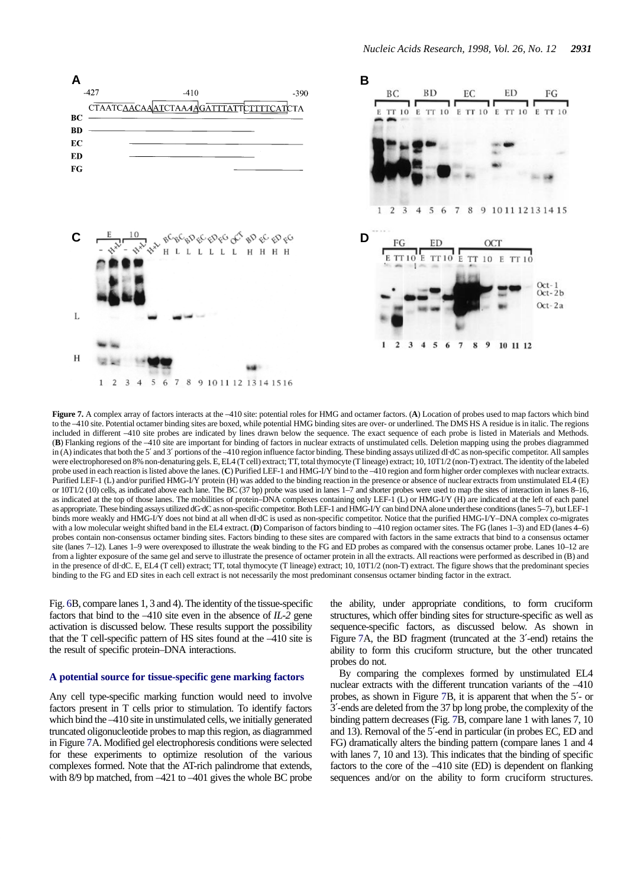**Figure 7.** A complex array of factors interacts at the –410 site: potential roles for HMG and octamer factors. (**A**) Location of probes used to map factors which bind to the –410 site. Potential octamer binding sites are boxed, while potential HMG binding sites are over- or underlined. The DMS HS A residue is in italic. The regions included in different –410 site probes are indicated by lines drawn below the sequence. The exact sequence of each probe is listed in Materials and Methods. (**B**) Flanking regions of the –410 site are important for binding of factors in nuclear extracts of unstimulated cells. Deletion mapping using the probes diagrammed in (A) indicates that both the 5′ and 3′ portions of the –410 region influence factor binding. These binding assays utilized dI·dC as non-specific competitor. All samples were electrophoresed on 8% non-denaturing gels. E, EL4 (T cell) extract; TT, total thymocyte (T lineage) extract; 10, 10T1/2 (non-T) extract. The identity of the labeled probe used in each reaction is listed above the lanes. (**C**) Purified LEF-1 and HMG-I/Y bind to the –410 region and form higher order complexes with nuclear extracts. Purified LEF-1 (L) and/or purified HMG-I/Y protein (H) was added to the binding reaction in the presence or absence of nuclear extracts from unstimulated EL4 (E) or 10T1/2 (10) cells, as indicated above each lane. The BC (37 bp) probe was used in lanes 1–7 and shorter probes were used to map the sites of interaction in lanes 8–16, as indicated at the top of those lanes. The mobilities of protein–DNA complexes containing only LEF-1 (L) or HMG-I/Y (H) are indicated at the left of each panel as appropriate. These binding assays utilized dG·dC as non-specific competitor. Both LEF-1 and HMG-I/Y can bind DNA alone under these conditions (lanes 5–7), but LEF-1 binds more weakly and HMG-I/Y does not bind at all when dI·dC is used as non-specific competitor. Notice that the purified HMG-I/Y–DNA complex co-migrates with a low molecular weight shifted band in the EL4 extract. (**D**) Comparison of factors binding to –410 region octamer sites. The FG (lanes 1–3) and ED (lanes 4–6) probes contain non-consensus octamer binding sites. Factors binding to these sites are compared with factors in the same extracts that bind to a consensus octamer site (lanes 7–12). Lanes 1–9 were overexposed to illustrate the weak binding to the FG and ED probes as compared with the consensus octamer probe. Lanes 10–12 are from a lighter exposure of the same gel and serve to illustrate the presence of octamer protein in all the extracts. All reactions were performed as described in (B) and in the presence of dI·dC. E, EL4 (T cell) extract; TT, total thymocyte (T lineage) extract; 10, 10T1/2 (non-T) extract. The figure shows that the predominant species binding to the FG and ED sites in each cell extract is not necessarily the most predominant consensus octamer binding factor in the extract.

Fig. 6B, compare lanes 1, 3 and 4). The identity of the tissue-specific factors that bind to the –410 site even in the absence of *IL-2* gene activation is discussed below. These results support the possibility that the T cell-specific pattern of HS sites found at the –410 site is the result of specific protein–DNA interactions.

### A potential source for tissue-specific gene marking factors

Any cell type-specific marking function would need to involve factors present in T cells prior to stimulation. To identify factors which bind the –410 site in unstimulated cells, we initially generated truncated oligonucleotide probes to map this region, as diagrammed in Figure 7A. Modified gel electrophoresis conditions were selected for these experiments to optimize resolution of the various complexes formed. Note that the AT-rich palindrome that extends, with 8/9 bp matched, from –421 to –401 gives the whole BC probe the ability, under appropriate conditions, to form cruciform structures, which offer binding sites for structure-specific as well as sequence-specific factors, as discussed below. As shown in Figure 7A, the BD fragment (truncated at the 3′-end) retains the ability to form this cruciform structure, but the other truncated probes do not.

By comparing the complexes formed by unstimulated EL4 nuclear extracts with the different truncation variants of the –410 probes, as shown in Figure 7B, it is apparent that when the 5′- or 3′-ends are deleted from the 37 bp long probe, the complexity of the binding pattern decreases (Fig. 7B, compare lane 1 with lanes 7, 10 and 13). Removal of the 5′-end in particular (in probes EC, ED and FG) dramatically alters the binding pattern (compare lanes 1 and 4 with lanes 7, 10 and 13). This indicates that the binding of specific factors to the core of the –410 site (ED) is dependent on flanking sequences and/or on the ability to form cruciform structures.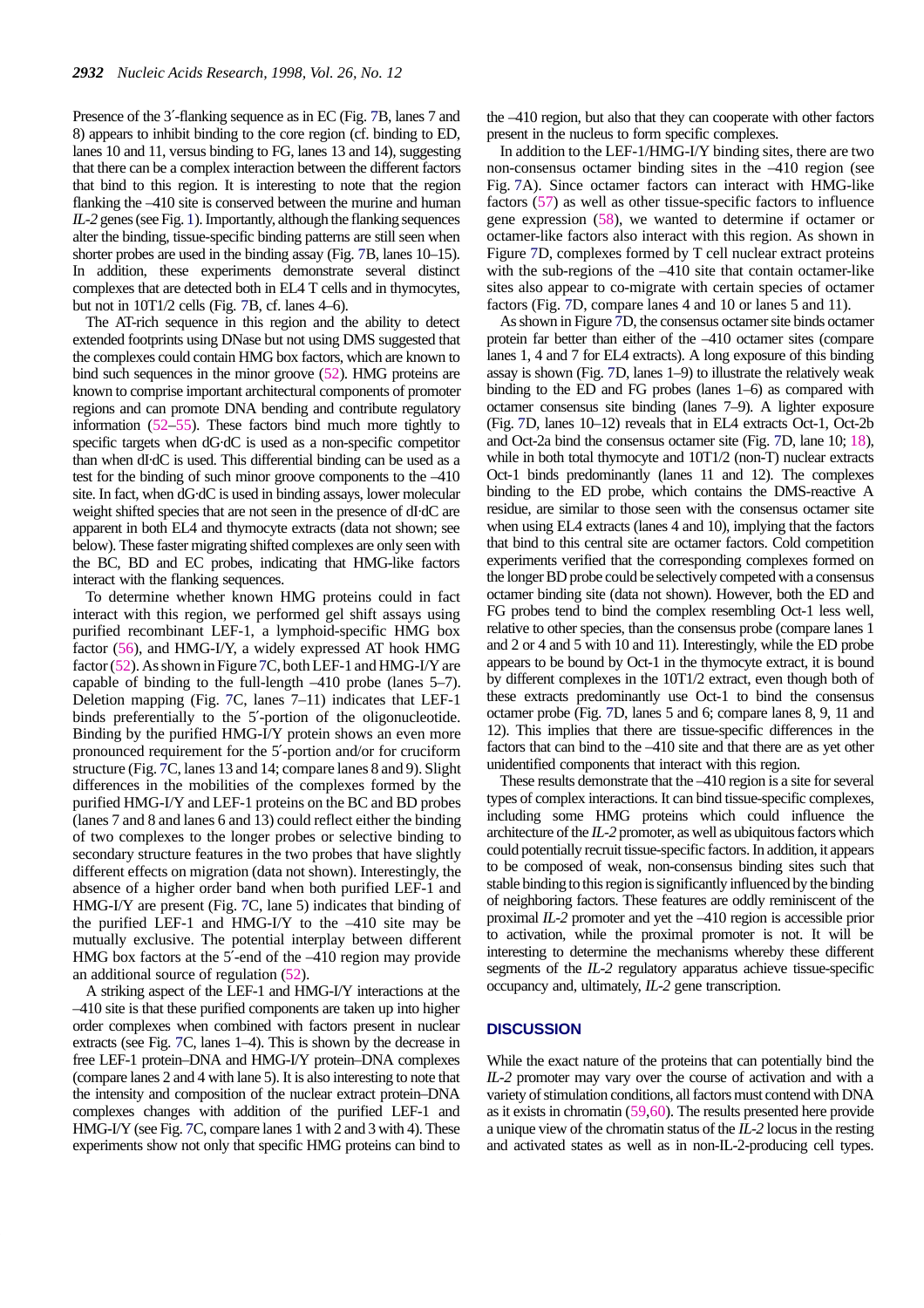Presence of the 3′-flanking sequence as in EC (Fig. 7B, lanes 7 and 8) appears to inhibit binding to the core region (cf. binding to ED, lanes 10 and 11, versus binding to FG, lanes 13 and 14), suggesting that there can be a complex interaction between the different factors that bind to this region. It is interesting to note that the region flanking the –410 site is conserved between the murine and human *IL-2* genes (see Fig. 1). Importantly, although the flanking sequences alter the binding, tissue-specific binding patterns are still seen when shorter probes are used in the binding assay (Fig. 7B, lanes 10–15). In addition, these experiments demonstrate several distinct complexes that are detected both in EL4 T cells and in thymocytes, but not in 10T1/2 cells (Fig. 7B, cf. lanes 4–6).

The AT-rich sequence in this region and the ability to detect extended footprints using DNase but not using DMS suggested that the complexes could contain HMG box factors, which are known to bind such sequences in the minor groove (52). HMG proteins are known to comprise important architectural components of promoter regions and can promote DNA bending and contribute regulatory information (52–55). These factors bind much more tightly to specific targets when dG·dC is used as a non-specific competitor than when dI·dC is used. This differential binding can be used as a test for the binding of such minor groove components to the –410 site. In fact, when dG·dC is used in binding assays, lower molecular weight shifted species that are not seen in the presence of dI·dC are apparent in both EL4 and thymocyte extracts (data not shown; see below). These faster migrating shifted complexes are only seen with the BC, BD and EC probes, indicating that HMG-like factors interact with the flanking sequences.

To determine whether known HMG proteins could in fact interact with this region, we performed gel shift assays using purified recombinant LEF-1, a lymphoid-specific HMG box factor (56), and HMG-I/Y, a widely expressed AT hook HMG factor (52). As shown in Figure 7C, both LEF-1 and HMG-I/Y are capable of binding to the full-length –410 probe (lanes 5–7). Deletion mapping (Fig. 7C, lanes 7–11) indicates that LEF-1 binds preferentially to the 5′-portion of the oligonucleotide. Binding by the purified HMG-I/Y protein shows an even more pronounced requirement for the 5′-portion and/or for cruciform structure (Fig. 7C, lanes 13 and 14; compare lanes 8 and 9). Slight differences in the mobilities of the complexes formed by the purified HMG-I/Y and LEF-1 proteins on the BC and BD probes (lanes 7 and 8 and lanes 6 and 13) could reflect either the binding of two complexes to the longer probes or selective binding to secondary structure features in the two probes that have slightly different effects on migration (data not shown). Interestingly, the absence of a higher order band when both purified LEF-1 and HMG-I/Y are present (Fig. 7C, lane 5) indicates that binding of the purified LEF-1 and HMG-I/Y to the –410 site may be mutually exclusive. The potential interplay between different HMG box factors at the 5′-end of the –410 region may provide an additional source of regulation (52).

A striking aspect of the LEF-1 and HMG-I/Y interactions at the –410 site is that these purified components are taken up into higher order complexes when combined with factors present in nuclear extracts (see Fig. 7C, lanes 1–4). This is shown by the decrease in free LEF-1 protein–DNA and HMG-I/Y protein–DNA complexes (compare lanes 2 and 4 with lane 5). It is also interesting to note that the intensity and composition of the nuclear extract protein–DNA complexes changes with addition of the purified LEF-1 and HMG-I/Y (see Fig. 7C, compare lanes 1 with 2 and 3 with 4). These experiments show not only that specific HMG proteins can bind to the –410 region, but also that they can cooperate with other factors present in the nucleus to form specific complexes.

In addition to the LEF-1/HMG-I/Y binding sites, there are two non-consensus octamer binding sites in the –410 region (see Fig. 7A). Since octamer factors can interact with HMG-like factors (57) as well as other tissue-specific factors to influence gene expression (58), we wanted to determine if octamer or octamer-like factors also interact with this region. As shown in Figure 7D, complexes formed by T cell nuclear extract proteins with the sub-regions of the –410 site that contain octamer-like sites also appear to co-migrate with certain species of octamer factors (Fig. 7D, compare lanes 4 and 10 or lanes 5 and 11).

As shown in Figure 7D, the consensus octamer site binds octamer protein far better than either of the –410 octamer sites (compare lanes 1, 4 and 7 for EL4 extracts). A long exposure of this binding assay is shown (Fig. 7D, lanes 1–9) to illustrate the relatively weak binding to the ED and FG probes (lanes 1–6) as compared with octamer consensus site binding (lanes 7–9). A lighter exposure (Fig. 7D, lanes 10–12) reveals that in EL4 extracts Oct-1, Oct-2b and Oct-2a bind the consensus octamer site (Fig. 7D, lane 10; 18), while in both total thymocyte and 10T1/2 (non-T) nuclear extracts Oct-1 binds predominantly (lanes 11 and 12). The complexes binding to the ED probe, which contains the DMS-reactive A residue, are similar to those seen with the consensus octamer site when using EL4 extracts (lanes 4 and 10), implying that the factors that bind to this central site are octamer factors. Cold competition experiments verified that the corresponding complexes formed on the longer BD probe could be selectively competed with a consensus octamer binding site (data not shown). However, both the ED and FG probes tend to bind the complex resembling Oct-1 less well, relative to other species, than the consensus probe (compare lanes 1 and 2 or 4 and 5 with 10 and 11). Interestingly, while the ED probe appears to be bound by Oct-1 in the thymocyte extract, it is bound by different complexes in the 10T1/2 extract, even though both of these extracts predominantly use Oct-1 to bind the consensus octamer probe (Fig. 7D, lanes 5 and 6; compare lanes 8, 9, 11 and 12). This implies that there are tissue-specific differences in the factors that can bind to the –410 site and that there are as yet other unidentified components that interact with this region.

These results demonstrate that the –410 region is a site for several types of complex interactions. It can bind tissue-specific complexes, including some HMG proteins which could influence the architecture of the *IL-2* promoter, as well as ubiquitous factors which could potentially recruit tissue-specific factors. In addition, it appears to be composed of weak, non-consensus binding sites such that stable binding to this region is significantly influenced by the binding of neighboring factors. These features are oddly reminiscent of the proximal *IL-2* promoter and yet the –410 region is accessible prior to activation, while the proximal promoter is not. It will be interesting to determine the mechanisms whereby these different segments of the *IL-2* regulatory apparatus achieve tissue-specific occupancy and, ultimately, *IL-2* gene transcription.

## DISCUSSION

While the exact nature of the proteins that can potentially bind the *IL-2* promoter may vary over the course of activation and with a variety of stimulation conditions, all factors must contend with DNA as it exists in chromatin (59,60). The results presented here provide a unique view of the chromatin status of the *IL-2* locus in the resting and activated states as well as in non-IL-2-producing cell types.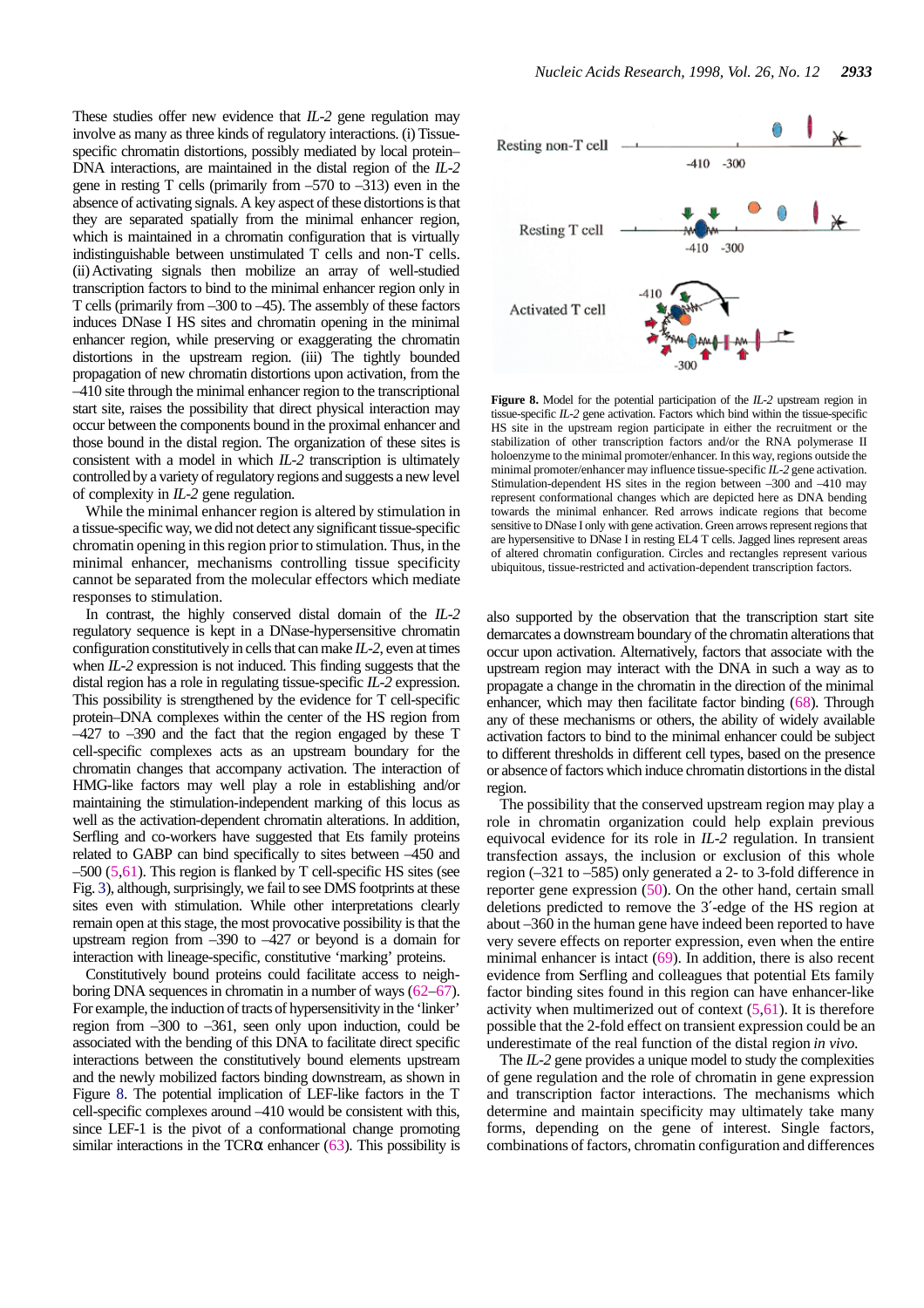These studies offer new evidence that *IL-2* gene regulation may involve as many as three kinds of regulatory interactions. (i) Tissue-specific chromatin distortions, possibly mediated by local protein–DNA interactions, are maintained in the distal region of the *IL-2* gene in resting T cells (primarily from –570 to –313) even in the absence of activating signals. A key aspect of these distortions is that they are separated spatially from the minimal enhancer region, which is maintained in a chromatin configuration that is virtually indistinguishable between unstimulated T cells and non-T cells. (ii) Activating signals then mobilize an array of well-studied transcription factors to bind to the minimal enhancer region only in T cells (primarily from –300 to –45). The assembly of these factors induces DNase I HS sites and chromatin opening in the minimal enhancer region, while preserving or exaggerating the chromatin distortions in the upstream region. (iii) The tightly bounded propagation of new chromatin distortions upon activation, from the –410 site through the minimal enhancer region to the transcriptional start site, raises the possibility that direct physical interaction may occur between the components bound in the proximal enhancer and those bound in the distal region. The organization of these sites is consistent with a model in which *IL-2* transcription is ultimately controlled by a variety of regulatory regions and suggests a new level of complexity in *IL-2* gene regulation.

While the minimal enhancer region is altered by stimulation in a tissue-specific way, we did not detect any significant tissue-specific chromatin opening in this region prior to stimulation. Thus, in the minimal enhancer, mechanisms controlling tissue specificity cannot be separated from the molecular effectors which mediate responses to stimulation.

In contrast, the highly conserved distal domain of the *IL-2* regulatory sequence is kept in a DNase-hypersensitive chromatin configuration constitutively in cells that can make *IL-2*, even at times when *IL-2* expression is not induced. This finding suggests that the distal region has a role in regulating tissue-specific *IL-2* expression. This possibility is strengthened by the evidence for T cell-specific protein–DNA complexes within the center of the HS region from –427 to –390 and the fact that the region engaged by these T cell-specific complexes acts as an upstream boundary for the chromatin changes that accompany activation. The interaction of HMG-like factors may well play a role in establishing and/or maintaining the stimulation-independent marking of this locus as well as the activation-dependent chromatin alterations. In addition, Serfling and co-workers have suggested that Ets family proteins related to GABP can bind specifically to sites between –450 and –500 (5,61). This region is flanked by T cell-specific HS sites (see Fig. 3), although, surprisingly, we fail to see DMS footprints at these sites even with stimulation. While other interpretations clearly remain open at this stage, the most provocative possibility is that the upstream region from –390 to –427 or beyond is a domain for interaction with lineage-specific, constitutive 'marking' proteins.

Constitutively bound proteins could facilitate access to neighboring DNA sequences in chromatin in a number of ways (62–67). For example, the induction of tracts of hypersensitivity in the 'linker' region from –300 to –361, seen only upon induction, could be associated with the bending of this DNA to facilitate direct specific interactions between the constitutively bound elements upstream and the newly mobilized factors binding downstream, as shown in Figure 8. The potential implication of LEF-like factors in the T cell-specific complexes around –410 would be consistent with this, since LEF-1 is the pivot of a conformational change promoting similar interactions in the TCRα enhancer (63). This possibility is also supported by the observation that the transcription start site demarcates a downstream boundary of the chromatin alterations that occur upon activation. Alternatively, factors that associate with the upstream region may interact with the DNA in such a way as to propagate a change in the chromatin in the direction of the minimal enhancer, which may then facilitate factor binding (68). Through any of these mechanisms or others, the ability of widely available activation factors to bind to the minimal enhancer could be subject to different thresholds in different cell types, based on the presence or absence of factors which induce chromatin distortions in the distal region.

**Figure 8.** Model for the potential participation of the *IL-2* upstream region in tissue-specific *IL-2* gene activation. Factors which bind within the tissue-specific HS site in the upstream region participate in either the recruitment or the stabilization of other transcription factors and/or the RNA polymerase II holoenzyme to the minimal promoter/enhancer. In this way, regions outside the minimal promoter/enhancer may influence tissue-specific *IL-2* gene activation. Stimulation-dependent HS sites in the region between –300 and –410 may represent conformational changes which are depicted here as DNA bending towards the minimal enhancer. Red arrows indicate regions that become sensitive to DNase I only with gene activation. Green arrows represent regions that are hypersensitive to DNase I in resting EL4 T cells. Jagged lines represent areas of altered chromatin configuration. Circles and rectangles represent various ubiquitous, tissue-restricted and activation-dependent transcription factors.

The possibility that the conserved upstream region may play a role in chromatin organization could help explain previous equivocal evidence for its role in *IL-2* regulation. In transient transfection assays, the inclusion or exclusion of this whole region (–321 to –585) only generated a 2- to 3-fold difference in reporter gene expression (50). On the other hand, certain small deletions predicted to remove the 3′-edge of the HS region at about –360 in the human gene have indeed been reported to have very severe effects on reporter expression, even when the entire minimal enhancer is intact (69). In addition, there is also recent evidence from Serfling and colleagues that potential Ets family factor binding sites found in this region can have enhancer-like activity when multimerized out of context (5,61). It is therefore possible that the 2-fold effect on transient expression could be an underestimate of the real function of the distal region *in vivo*.

The *IL-2* gene provides a unique model to study the complexities of gene regulation and the role of chromatin in gene expression and transcription factor interactions. The mechanisms which determine and maintain specificity may ultimately take many forms, depending on the gene of interest. Single factors, combinations of factors, chromatin configuration and differences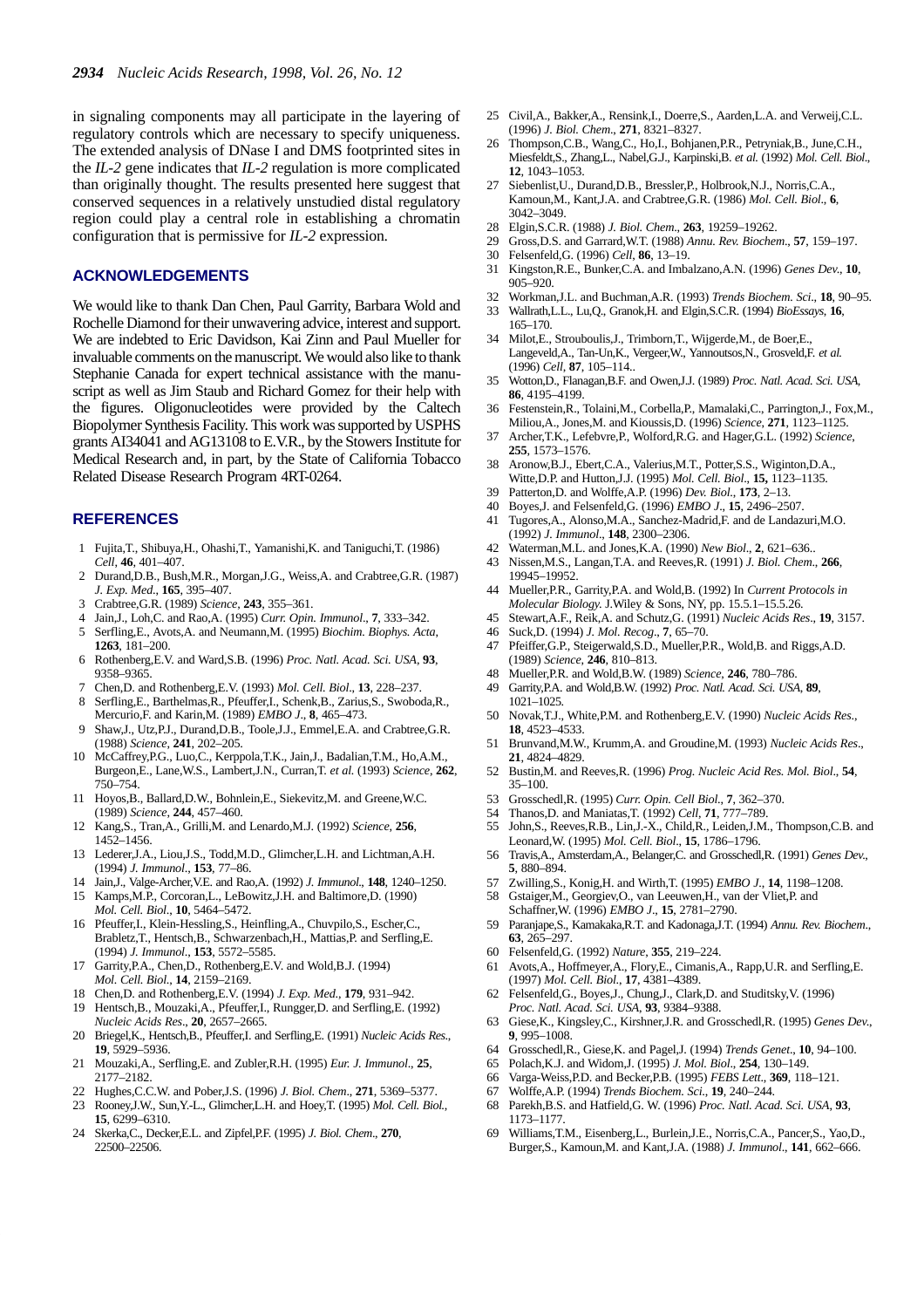in signaling components may all participate in the layering of regulatory controls which are necessary to specify uniqueness. The extended analysis of DNase I and DMS footprinted sites in the *IL-2* gene indicates that *IL-2* regulation is more complicated than originally thought. The results presented here suggest that conserved sequences in a relatively unstudied distal regulatory region could play a central role in establishing a chromatin configuration that is permissive for *IL-2* expression.

## ACKNOWLEDGEMENTS

We would like to thank Dan Chen, Paul Garrity, Barbara Wold and Rochelle Diamond for their unwavering advice, interest and support. We are indebted to Eric Davidson, Kai Zinn and Paul Mueller for invaluable comments on the manuscript. We would also like to thank Stephanie Canada for expert technical assistance with the manuscript as well as Jim Staub and Richard Gomez for their help with the figures. Oligonucleotides were provided by the Caltech Biopolymer Synthesis Facility. This work was supported by USPHS grants AI34041 and AG13108 to E.V.R., by the Stowers Institute for Medical Research and, in part, by the State of California Tobacco Related Disease Research Program 4RT-0264.

## REFERENCES

1. Fujita,T., Shibuya,H., Ohashi,T., Yamanishi,K. and Taniguchi,T. (1986) *Cell*, **46**, 401–407.
2. Durand,D.B., Bush,M.R., Morgan,J.G., Weiss,A. and Crabtree,G.R. (1987) *J. Exp. Med.*, **165**, 395–407.
3. Crabtree,G.R. (1989) *Science*, **243**, 355–361.
4. Jain,J., Loh,C. and Rao,A. (1995) *Curr. Opin. Immunol.*, **7**, 333–342.
5. Serfling,E., Avots,A. and Neumann,M. (1995) *Biochim. Biophys. Acta*, **1263**, 181–200.
6. Rothenberg,E.V. and Ward,S.B. (1996) *Proc. Natl. Acad. Sci. USA*, **93**, 9358–9365.
7. Chen,D. and Rothenberg,E.V. (1993) *Mol. Cell. Biol.*, **13**, 228–237.
8. Serfling,E., Barthelmas,R., Pfeuffer,I., Schenk,B., Zarius,S., Swoboda,R., Mercurio,F. and Karin,M. (1989) *EMBO J.*, **8**, 465–473.
9. Shaw,J., Utz,P.J., Durand,D.B., Toole,J.J., Emmel,E.A. and Crabtree,G.R. (1988) *Science*, **241**, 202–205.
10. McCaffrey,P.G., Luo,C., Kerppola,T.K., Jain,J., Badalian,T.M., Ho,A.M., Burgeon,E., Lane,W.S., Lambert,J.N., Curran,T. *et al.* (1993) *Science*, **262**, 750–754.
11. Hoyos,B., Ballard,D.W., Bohnlein,E., Siekevitz,M. and Greene,W.C. (1989) *Science*, **244**, 457–460.
12. Kang,S., Tran,A., Grilli,M. and Lenardo,M.J. (1992) *Science*, **256**, 1452–1456.
13. Lederer,J.A., Liou,J.S., Todd,M.D., Glimcher,L.H. and Lichtman,A.H. (1994) *J. Immunol.*, **153**, 77–86.
14. Jain,J., Valge-Archer,V.E. and Rao,A. (1992) *J. Immunol.*, **148**, 1240–1250.
15. Kamps,M.P., Corcoran,L., LeBowitz,J.H. and Baltimore,D. (1990) *Mol. Cell. Biol.*, **10**, 5464–5472.
16. Pfeuffer,I., Klein-Hessling,S., Heinfling,A., Chuvpilo,S., Escher,C., Brabletz,T., Hentsch,B., Schwarzenbach,H., Mattias,P. and Serfling,E. (1994) *J. Immunol.*, **153**, 5572–5585.
17. Garrity,P.A., Chen,D., Rothenberg,E.V. and Wold,B.J. (1994) *Mol. Cell. Biol.*, **14**, 2159–2169.
18. Chen,D. and Rothenberg,E.V. (1994) *J. Exp. Med.*, **179**, 931–942.
19. Hentsch,B., Mouzaki,A., Pfeuffer,I., Rungger,D. and Serfling,E. (1992) *Nucleic Acids Res.*, **20**, 2657–2665.
20. Briegel,K., Hentsch,B., Pfeuffer,I. and Serfling,E. (1991) *Nucleic Acids Res.*, **19**, 5929–5936.
21. Mouzaki,A., Serfling,E. and Zubler,R.H. (1995) *Eur. J. Immunol.*, **25**, 2177–2182.
22. Hughes,C.C.W. and Pober,J.S. (1996) *J. Biol. Chem.*, **271**, 5369–5377.
23. Rooney,J.W., Sun,Y.-L., Glimcher,L.H. and Hoey,T. (1995) *Mol. Cell. Biol.*, **15**, 6299–6310.
24. Skerka,C., Decker,E.L. and Zipfel,P.F. (1995) *J. Biol. Chem.*, **270**, 22500–22506.
25. Civil,A., Bakker,A., Rensink,I., Doerre,S., Aarden,L.A. and Verweij,C.L. (1996) *J. Biol. Chem.*, **271**, 8321–8327.
26. Thompson,C.B., Wang,C., Ho,I., Bohjanen,P.R., Petryniak,B., June,C.H., Miesfeldt,S., Zhang,L., Nabel,G.J., Karpinski,B. *et al.* (1992) *Mol. Cell. Biol.*, **12**, 1043–1053.
27. Siebenlist,U., Durand,D.B., Bressler,P., Holbrook,N.J., Norris,C.A., Kamoun,M., Kant,J.A. and Crabtree,G.R. (1986) *Mol. Cell. Biol.*, **6**, 3042–3049.
28. Elgin,S.C.R. (1988) *J. Biol. Chem.*, **263**, 19259–19262.
29. Gross,D.S. and Garrard,W.T. (1988) *Annu. Rev. Biochem.*, **57**, 159–197.
30. Felsenfeld,G. (1996) *Cell*, **86**, 13–19.
31. Kingston,R.E., Bunker,C.A. and Imbalzano,A.N. (1996) *Genes Dev.*, **10**, 905–920.
32. Workman,J.L. and Buchman,A.R. (1993) *Trends Biochem. Sci.*, **18**, 90–95.
33. Wallrath,L.L., Lu,Q., Granok,H. and Elgin,S.C.R. (1994) *BioEssays*, **16**, 165–170.
34. Milot,E., Strouboulis,J., Trimborn,T., Wijgerde,M., de Boer,E., Langeveld,A., Tan-Un,K., Vergeer,W., Yannoutsos,N., Grosveld,F. *et al.* (1996) *Cell*, **87**, 105–114..
35. Wotton,D., Flanagan,B.F. and Owen,J.J. (1989) *Proc. Natl. Acad. Sci. USA*, **86**, 4195–4199.
36. Festenstein,R., Tolaini,M., Corbella,P., Mamalaki,C., Parrington,J., Fox,M., Miliou,A., Jones,M. and Kioussis,D. (1996) *Science*, **271**, 1123–1125.
37. Archer,T.K., Lefebvre,P., Wolford,R.G. and Hager,G.L. (1992) *Science*, **255**, 1573–1576.
38. Aronow,B.J., Ebert,C.A., Valerius,M.T., Potter,S.S., Wiginton,D.A., Witte,D.P. and Hutton,J.J. (1995) *Mol. Cell. Biol.*, **15,** 1123–1135.
39. Patterton,D. and Wolffe,A.P. (1996) *Dev. Biol.*, **173**, 2–13.
40. Boyes,J. and Felsenfeld,G. (1996) *EMBO J.*, **15**, 2496–2507.
41. Tugores,A., Alonso,M.A., Sanchez-Madrid,F. and de Landazuri,M.O. (1992) *J. Immunol.*, **148**, 2300–2306.
42. Waterman,M.L. and Jones,K.A. (1990) *New Biol.*, **2**, 621–636..
43. Nissen,M.S., Langan,T.A. and Reeves,R. (1991) *J. Biol. Chem.*, **266**, 19945–19952.
44. Mueller,P.R., Garrity,P.A. and Wold,B. (1992) In *Current Protocols in Molecular Biology.* J.Wiley & Sons, NY, pp. 15.5.1–15.5.26.
45. Stewart,A.F., Reik,A. and Schutz,G. (1991) *Nucleic Acids Res.*, **19**, 3157.
46. Suck,D. (1994) *J. Mol. Recog.*, **7**, 65–70.
47. Pfeifer,G.P., Steigerwald,S.D., Mueller,P.R., Wold,B. and Riggs,A.D. (1989) *Science*, **246**, 810–813.
48. Mueller,P.R. and Wold,B.W. (1989) *Science*, **246**, 780–786.
49. Garrity,P.A. and Wold,B.W. (1992) *Proc. Natl. Acad. Sci. USA*, **89**, 1021–1025.
50. Novak,T.J., White,P.M. and Rothenberg,E.V. (1990) *Nucleic Acids Res.*, **18**, 4523–4533.
51. Brunvand,M.W., Krumm,A. and Groudine,M. (1993) *Nucleic Acids Res.*, **21**, 4824–4829.
52. Bustin,M. and Reeves,R. (1996) *Prog. Nucleic Acid Res. Mol. Biol.*, **54**, 35–100.
53. Grosschedl,R. (1995) *Curr. Opin. Cell Biol.*, **7**, 362–370.
54. Thanos,D. and Maniatas,T. (1992) *Cell*, **71**, 777–789.
55. John,S., Reeves,R.B., Lin,J.-X., Child,R., Leiden,J.M., Thompson,C.B. and Leonard,W. (1995) *Mol. Cell. Biol.*, **15**, 1786–1796.
56. Travis,A., Amsterdam,A., Belanger,C. and Grosschedl,R. (1991) *Genes Dev.*, **5**, 880–894.
57. Zwilling,S., Konig,H. and Wirth,T. (1995) *EMBO J.*, **14**, 1198–1208.
58. Gstaiger,M., Georgiev,O., van Leeuwen,H., van der Vliet,P. and Schaffner,W. (1996) *EMBO J.*, **15**, 2781–2790.
59. Paranjape,S., Kamakaka,R.T. and Kadonaga,J.T. (1994) *Annu. Rev. Biochem.*, **63**, 265–297.
60. Felsenfeld,G. (1992) *Nature*, **355**, 219–224.
61. Avots,A., Hoffmeyer,A., Flory,E., Cimanis,A., Rapp,U.R. and Serfling,E. (1997) *Mol. Cell. Biol.*, **17**, 4381–4389.
62. Felsenfeld,G., Boyes,J., Chung,J., Clark,D. and Studitsky,V. (1996) *Proc. Natl. Acad. Sci. USA*, **93**, 9384–9388.
63. Giese,K., Kingsley,C., Kirshner,J.R. and Grosschedl,R. (1995) *Genes Dev.*, **9**, 995–1008.
64. Grosschedl,R., Giese,K. and Pagel,J. (1994) *Trends Genet.*, **10**, 94–100.
65. Polach,K.J. and Widom,J. (1995) *J. Mol. Biol.*, **254**, 130–149.
66. Varga-Weiss,P.D. and Becker,P.B. (1995) *FEBS Lett.*, **369**, 118–121.
67. Wolffe,A.P. (1994) *Trends Biochem. Sci.*, **19**, 240–244.
68. Parekh,B.S. and Hatfield,G. W. (1996) *Proc. Natl. Acad. Sci. USA*, **93**, 1173–1177.
69. Williams,T.M., Eisenberg,L., Burlein,J.E., Norris,C.A., Pancer,S., Yao,D., Burger,S., Kamoun,M. and Kant,J.A. (1988) *J. Immunol.*, **141**, 662–666.